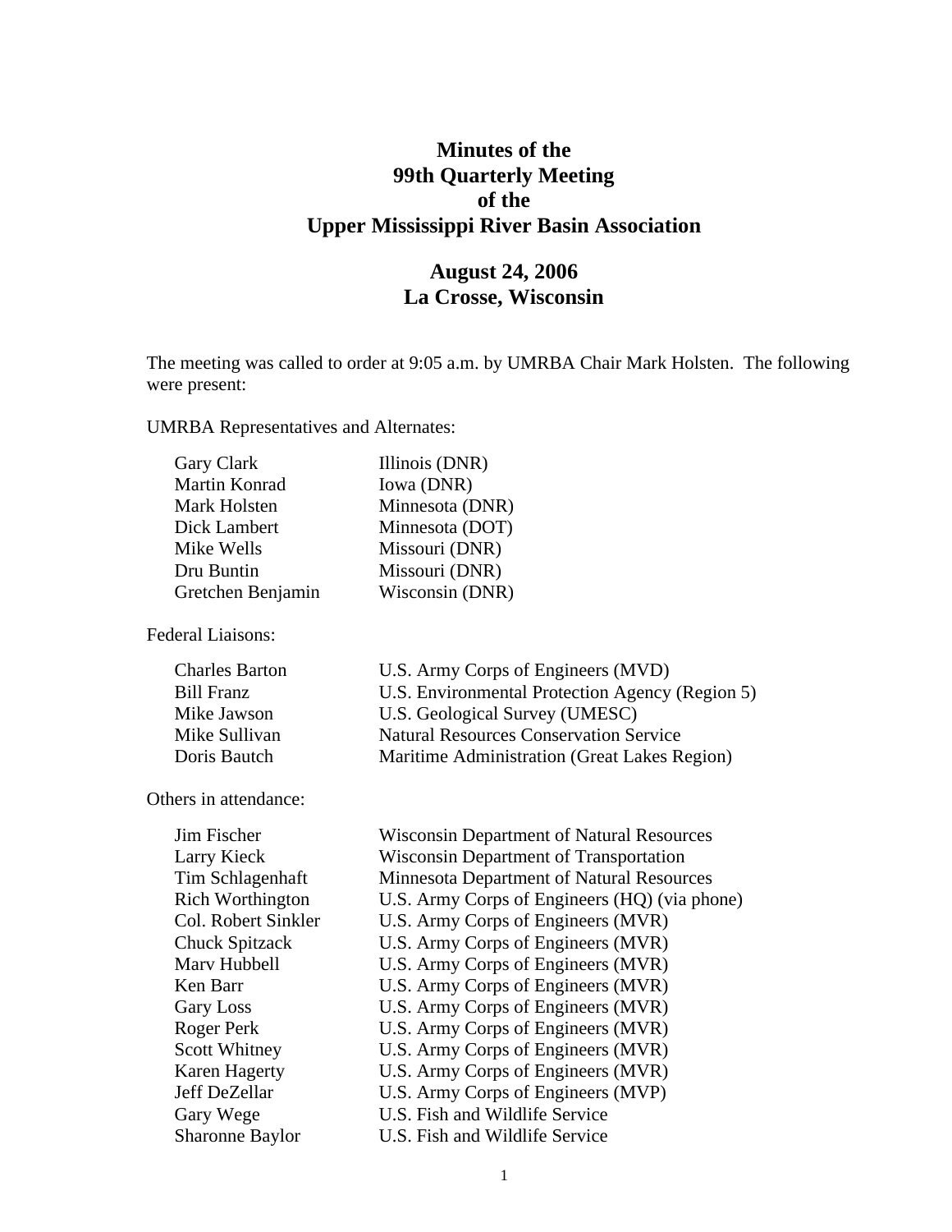# Minutes of the 99th Quarterly Meeting of the Upper Mississippi River Basin Association

## August 24, 2006
## La Crosse, Wisconsin

The meeting was called to order at 9:05 a.m. by UMRBA Chair Mark Holsten. The following were present:

UMRBA Representatives and Alternates:

| | |
|---|---|
| Gary Clark | Illinois (DNR) |
| Martin Konrad | Iowa (DNR) |
| Mark Holsten | Minnesota (DNR) |
| Dick Lambert | Minnesota (DOT) |
| Mike Wells | Missouri (DNR) |
| Dru Buntin | Missouri (DNR) |
| Gretchen Benjamin | Wisconsin (DNR) |

Federal Liaisons:

| | |
|---|---|
| Charles Barton | U.S. Army Corps of Engineers (MVD) |
| Bill Franz | U.S. Environmental Protection Agency (Region 5) |
| Mike Jawson | U.S. Geological Survey (UMESC) |
| Mike Sullivan | Natural Resources Conservation Service |
| Doris Bautch | Maritime Administration (Great Lakes Region) |

Others in attendance:

| | |
|---|---|
| Jim Fischer | Wisconsin Department of Natural Resources |
| Larry Kieck | Wisconsin Department of Transportation |
| Tim Schlagenhaft | Minnesota Department of Natural Resources |
| Rich Worthington | U.S. Army Corps of Engineers (HQ) (via phone) |
| Col. Robert Sinkler | U.S. Army Corps of Engineers (MVR) |
| Chuck Spitzack | U.S. Army Corps of Engineers (MVR) |
| Marv Hubbell | U.S. Army Corps of Engineers (MVR) |
| Ken Barr | U.S. Army Corps of Engineers (MVR) |
| Gary Loss | U.S. Army Corps of Engineers (MVR) |
| Roger Perk | U.S. Army Corps of Engineers (MVR) |
| Scott Whitney | U.S. Army Corps of Engineers (MVR) |
| Karen Hagerty | U.S. Army Corps of Engineers (MVR) |
| Jeff DeZellar | U.S. Army Corps of Engineers (MVP) |
| Gary Wege | U.S. Fish and Wildlife Service |
| Sharonne Baylor | U.S. Fish and Wildlife Service |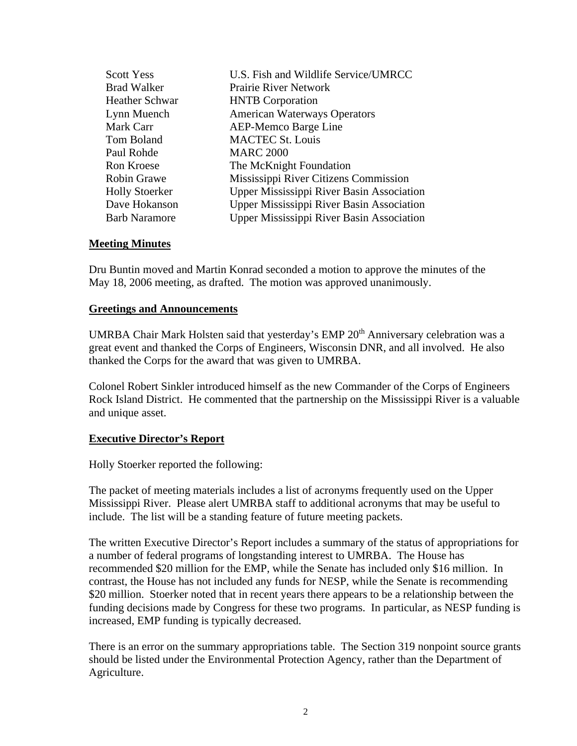| | |
|---|---|
| Scott Yess | U.S. Fish and Wildlife Service/UMRCC |
| Brad Walker | Prairie River Network |
| Heather Schwar | HNTB Corporation |
| Lynn Muench | American Waterways Operators |
| Mark Carr | AEP-Memco Barge Line |
| Tom Boland | MACTEC St. Louis |
| Paul Rohde | MARC 2000 |
| Ron Kroese | The McKnight Foundation |
| Robin Grawe | Mississippi River Citizens Commission |
| Holly Stoerker | Upper Mississippi River Basin Association |
| Dave Hokanson | Upper Mississippi River Basin Association |
| Barb Naramore | Upper Mississippi River Basin Association |

**Meeting Minutes**

Dru Buntin moved and Martin Konrad seconded a motion to approve the minutes of the May 18, 2006 meeting, as drafted. The motion was approved unanimously.

**Greetings and Announcements**

UMRBA Chair Mark Holsten said that yesterday's EMP 20th Anniversary celebration was a great event and thanked the Corps of Engineers, Wisconsin DNR, and all involved. He also thanked the Corps for the award that was given to UMRBA.

Colonel Robert Sinkler introduced himself as the new Commander of the Corps of Engineers Rock Island District. He commented that the partnership on the Mississippi River is a valuable and unique asset.

**Executive Director's Report**

Holly Stoerker reported the following:

The packet of meeting materials includes a list of acronyms frequently used on the Upper Mississippi River. Please alert UMRBA staff to additional acronyms that may be useful to include. The list will be a standing feature of future meeting packets.

The written Executive Director's Report includes a summary of the status of appropriations for a number of federal programs of longstanding interest to UMRBA. The House has recommended $20 million for the EMP, while the Senate has included only $16 million. In contrast, the House has not included any funds for NESP, while the Senate is recommending $20 million. Stoerker noted that in recent years there appears to be a relationship between the funding decisions made by Congress for these two programs. In particular, as NESP funding is increased, EMP funding is typically decreased.

There is an error on the summary appropriations table. The Section 319 nonpoint source grants should be listed under the Environmental Protection Agency, rather than the Department of Agriculture.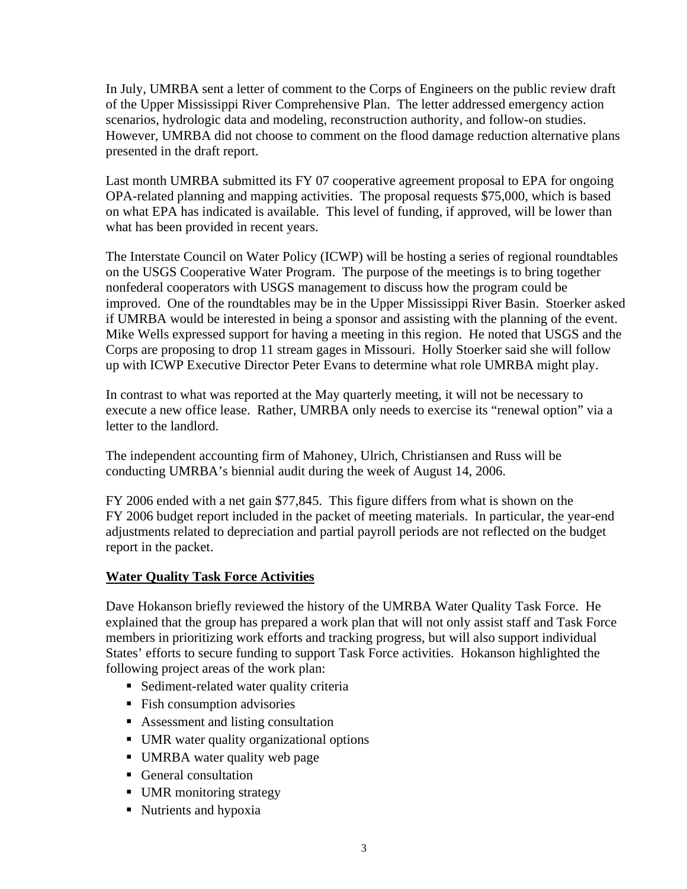In July, UMRBA sent a letter of comment to the Corps of Engineers on the public review draft of the Upper Mississippi River Comprehensive Plan. The letter addressed emergency action scenarios, hydrologic data and modeling, reconstruction authority, and follow-on studies. However, UMRBA did not choose to comment on the flood damage reduction alternative plans presented in the draft report.

Last month UMRBA submitted its FY 07 cooperative agreement proposal to EPA for ongoing OPA-related planning and mapping activities. The proposal requests $75,000, which is based on what EPA has indicated is available. This level of funding, if approved, will be lower than what has been provided in recent years.

The Interstate Council on Water Policy (ICWP) will be hosting a series of regional roundtables on the USGS Cooperative Water Program. The purpose of the meetings is to bring together nonfederal cooperators with USGS management to discuss how the program could be improved. One of the roundtables may be in the Upper Mississippi River Basin. Stoerker asked if UMRBA would be interested in being a sponsor and assisting with the planning of the event. Mike Wells expressed support for having a meeting in this region. He noted that USGS and the Corps are proposing to drop 11 stream gages in Missouri. Holly Stoerker said she will follow up with ICWP Executive Director Peter Evans to determine what role UMRBA might play.

In contrast to what was reported at the May quarterly meeting, it will not be necessary to execute a new office lease. Rather, UMRBA only needs to exercise its "renewal option" via a letter to the landlord.

The independent accounting firm of Mahoney, Ulrich, Christiansen and Russ will be conducting UMRBA's biennial audit during the week of August 14, 2006.

FY 2006 ended with a net gain $77,845. This figure differs from what is shown on the FY 2006 budget report included in the packet of meeting materials. In particular, the year-end adjustments related to depreciation and partial payroll periods are not reflected on the budget report in the packet.

## Water Quality Task Force Activities

Dave Hokanson briefly reviewed the history of the UMRBA Water Quality Task Force. He explained that the group has prepared a work plan that will not only assist staff and Task Force members in prioritizing work efforts and tracking progress, but will also support individual States' efforts to secure funding to support Task Force activities. Hokanson highlighted the following project areas of the work plan:

- Sediment-related water quality criteria
- Fish consumption advisories
- Assessment and listing consultation
- UMR water quality organizational options
- UMRBA water quality web page
- General consultation
- UMR monitoring strategy
- Nutrients and hypoxia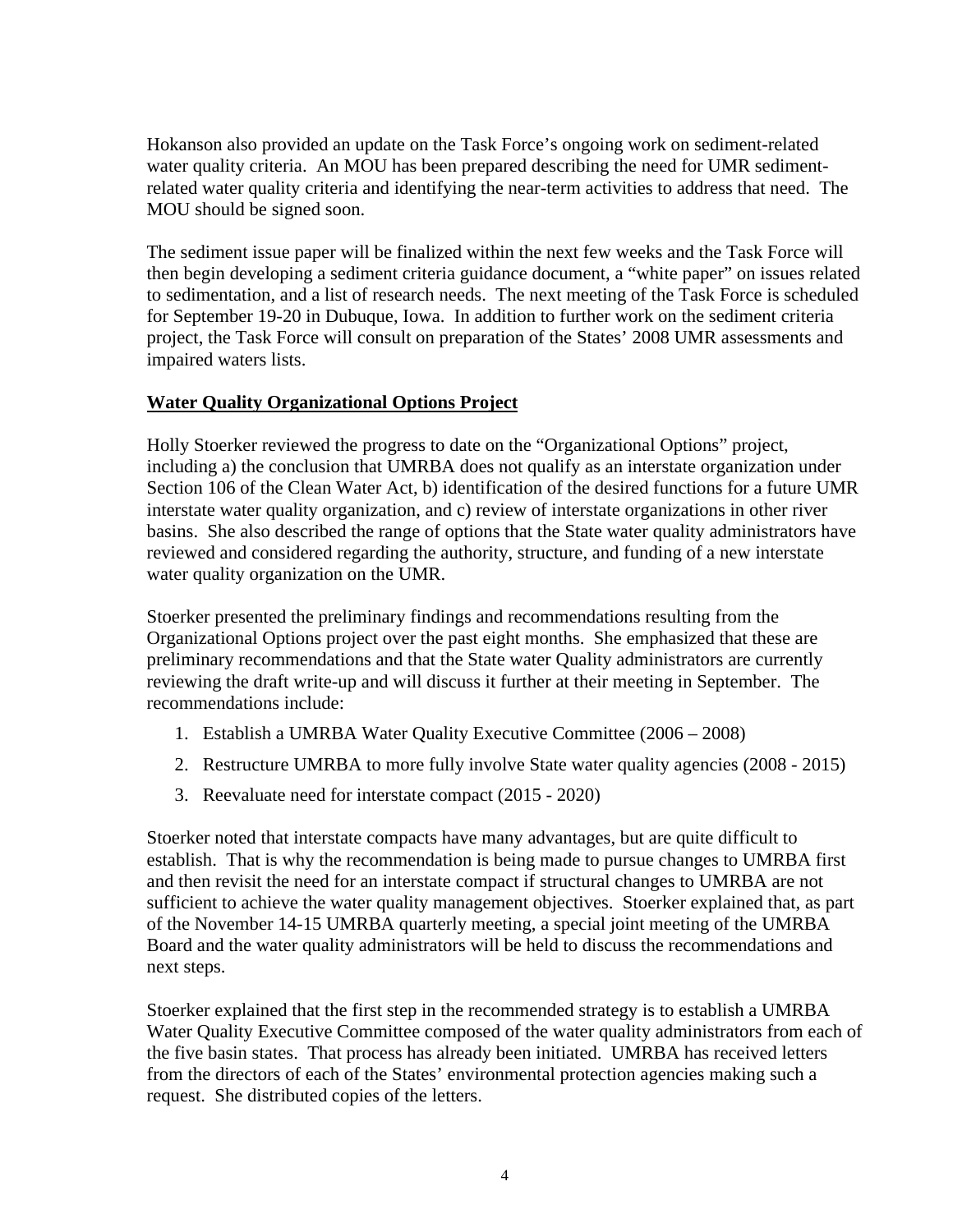Hokanson also provided an update on the Task Force's ongoing work on sediment-related water quality criteria. An MOU has been prepared describing the need for UMR sediment-related water quality criteria and identifying the near-term activities to address that need. The MOU should be signed soon.

The sediment issue paper will be finalized within the next few weeks and the Task Force will then begin developing a sediment criteria guidance document, a "white paper" on issues related to sedimentation, and a list of research needs. The next meeting of the Task Force is scheduled for September 19-20 in Dubuque, Iowa. In addition to further work on the sediment criteria project, the Task Force will consult on preparation of the States' 2008 UMR assessments and impaired waters lists.

**Water Quality Organizational Options Project**

Holly Stoerker reviewed the progress to date on the "Organizational Options" project, including a) the conclusion that UMRBA does not qualify as an interstate organization under Section 106 of the Clean Water Act, b) identification of the desired functions for a future UMR interstate water quality organization, and c) review of interstate organizations in other river basins. She also described the range of options that the State water quality administrators have reviewed and considered regarding the authority, structure, and funding of a new interstate water quality organization on the UMR.

Stoerker presented the preliminary findings and recommendations resulting from the Organizational Options project over the past eight months. She emphasized that these are preliminary recommendations and that the State water Quality administrators are currently reviewing the draft write-up and will discuss it further at their meeting in September. The recommendations include:

1. Establish a UMRBA Water Quality Executive Committee (2006 – 2008)
2. Restructure UMRBA to more fully involve State water quality agencies (2008 - 2015)
3. Reevaluate need for interstate compact (2015 - 2020)

Stoerker noted that interstate compacts have many advantages, but are quite difficult to establish. That is why the recommendation is being made to pursue changes to UMRBA first and then revisit the need for an interstate compact if structural changes to UMRBA are not sufficient to achieve the water quality management objectives. Stoerker explained that, as part of the November 14-15 UMRBA quarterly meeting, a special joint meeting of the UMRBA Board and the water quality administrators will be held to discuss the recommendations and next steps.

Stoerker explained that the first step in the recommended strategy is to establish a UMRBA Water Quality Executive Committee composed of the water quality administrators from each of the five basin states. That process has already been initiated. UMRBA has received letters from the directors of each of the States' environmental protection agencies making such a request. She distributed copies of the letters.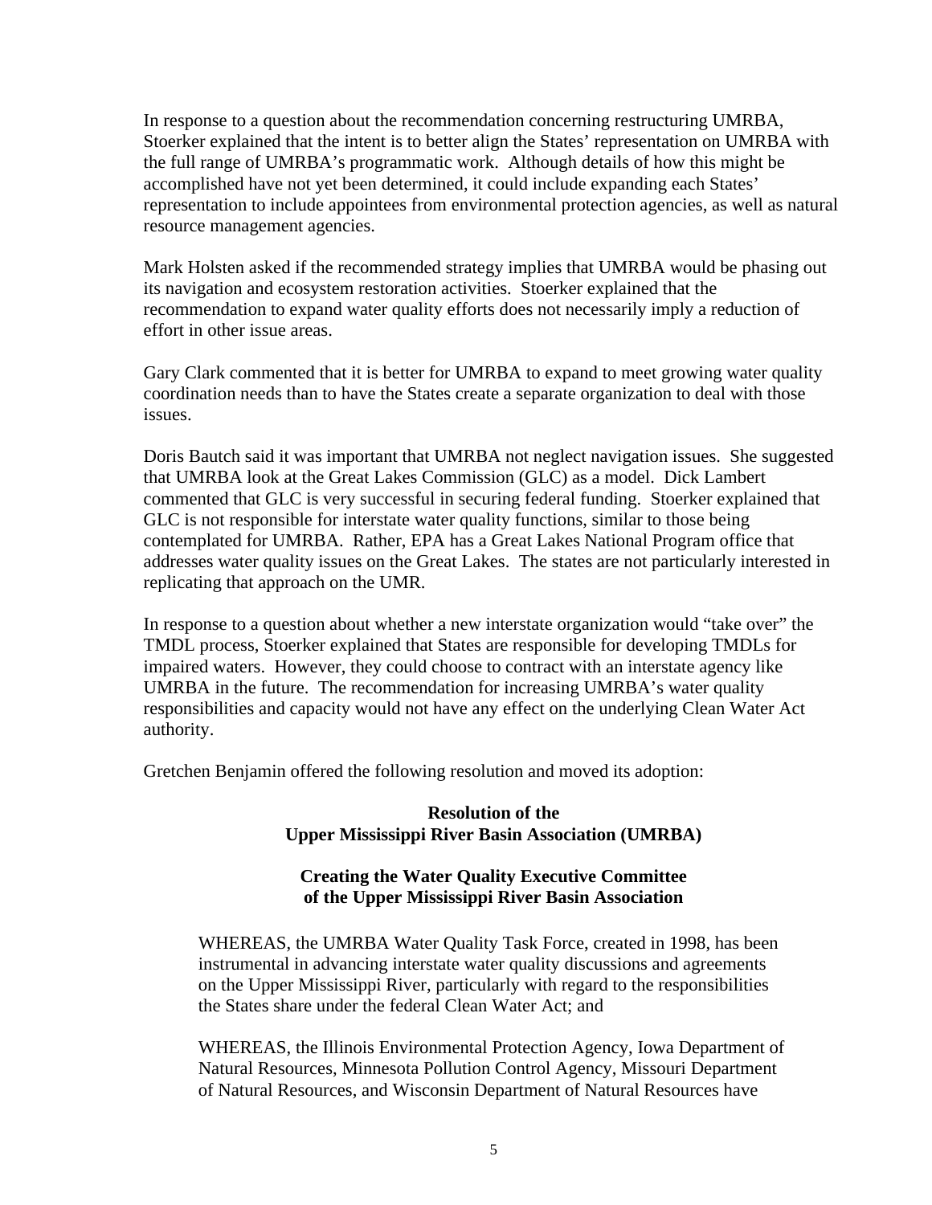In response to a question about the recommendation concerning restructuring UMRBA, Stoerker explained that the intent is to better align the States' representation on UMRBA with the full range of UMRBA's programmatic work. Although details of how this might be accomplished have not yet been determined, it could include expanding each States' representation to include appointees from environmental protection agencies, as well as natural resource management agencies.

Mark Holsten asked if the recommended strategy implies that UMRBA would be phasing out its navigation and ecosystem restoration activities. Stoerker explained that the recommendation to expand water quality efforts does not necessarily imply a reduction of effort in other issue areas.

Gary Clark commented that it is better for UMRBA to expand to meet growing water quality coordination needs than to have the States create a separate organization to deal with those issues.

Doris Bautch said it was important that UMRBA not neglect navigation issues. She suggested that UMRBA look at the Great Lakes Commission (GLC) as a model. Dick Lambert commented that GLC is very successful in securing federal funding. Stoerker explained that GLC is not responsible for interstate water quality functions, similar to those being contemplated for UMRBA. Rather, EPA has a Great Lakes National Program office that addresses water quality issues on the Great Lakes. The states are not particularly interested in replicating that approach on the UMR.

In response to a question about whether a new interstate organization would "take over" the TMDL process, Stoerker explained that States are responsible for developing TMDLs for impaired waters. However, they could choose to contract with an interstate agency like UMRBA in the future. The recommendation for increasing UMRBA's water quality responsibilities and capacity would not have any effect on the underlying Clean Water Act authority.

Gretchen Benjamin offered the following resolution and moved its adoption:

**Resolution of the**
**Upper Mississippi River Basin Association (UMRBA)**

**Creating the Water Quality Executive Committee**
**of the Upper Mississippi River Basin Association**

> WHEREAS, the UMRBA Water Quality Task Force, created in 1998, has been instrumental in advancing interstate water quality discussions and agreements on the Upper Mississippi River, particularly with regard to the responsibilities the States share under the federal Clean Water Act; and
>
> WHEREAS, the Illinois Environmental Protection Agency, Iowa Department of Natural Resources, Minnesota Pollution Control Agency, Missouri Department of Natural Resources, and Wisconsin Department of Natural Resources have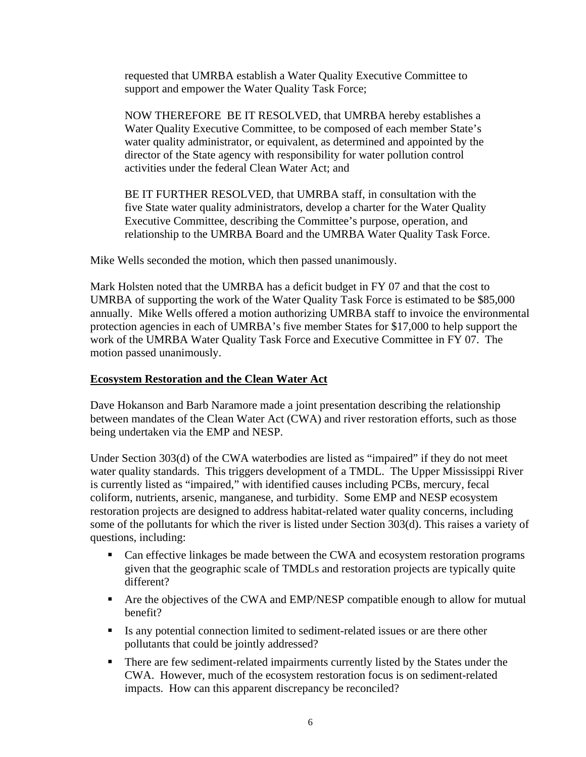requested that UMRBA establish a Water Quality Executive Committee to support and empower the Water Quality Task Force;

NOW THEREFORE BE IT RESOLVED, that UMRBA hereby establishes a Water Quality Executive Committee, to be composed of each member State's water quality administrator, or equivalent, as determined and appointed by the director of the State agency with responsibility for water pollution control activities under the federal Clean Water Act; and

BE IT FURTHER RESOLVED, that UMRBA staff, in consultation with the five State water quality administrators, develop a charter for the Water Quality Executive Committee, describing the Committee's purpose, operation, and relationship to the UMRBA Board and the UMRBA Water Quality Task Force.

Mike Wells seconded the motion, which then passed unanimously.

Mark Holsten noted that the UMRBA has a deficit budget in FY 07 and that the cost to UMRBA of supporting the work of the Water Quality Task Force is estimated to be $85,000 annually. Mike Wells offered a motion authorizing UMRBA staff to invoice the environmental protection agencies in each of UMRBA's five member States for $17,000 to help support the work of the UMRBA Water Quality Task Force and Executive Committee in FY 07. The motion passed unanimously.

**Ecosystem Restoration and the Clean Water Act**

Dave Hokanson and Barb Naramore made a joint presentation describing the relationship between mandates of the Clean Water Act (CWA) and river restoration efforts, such as those being undertaken via the EMP and NESP.

Under Section 303(d) of the CWA waterbodies are listed as "impaired" if they do not meet water quality standards. This triggers development of a TMDL. The Upper Mississippi River is currently listed as "impaired," with identified causes including PCBs, mercury, fecal coliform, nutrients, arsenic, manganese, and turbidity. Some EMP and NESP ecosystem restoration projects are designed to address habitat-related water quality concerns, including some of the pollutants for which the river is listed under Section 303(d). This raises a variety of questions, including:

- Can effective linkages be made between the CWA and ecosystem restoration programs given that the geographic scale of TMDLs and restoration projects are typically quite different?
- Are the objectives of the CWA and EMP/NESP compatible enough to allow for mutual benefit?
- Is any potential connection limited to sediment-related issues or are there other pollutants that could be jointly addressed?
- There are few sediment-related impairments currently listed by the States under the CWA. However, much of the ecosystem restoration focus is on sediment-related impacts. How can this apparent discrepancy be reconciled?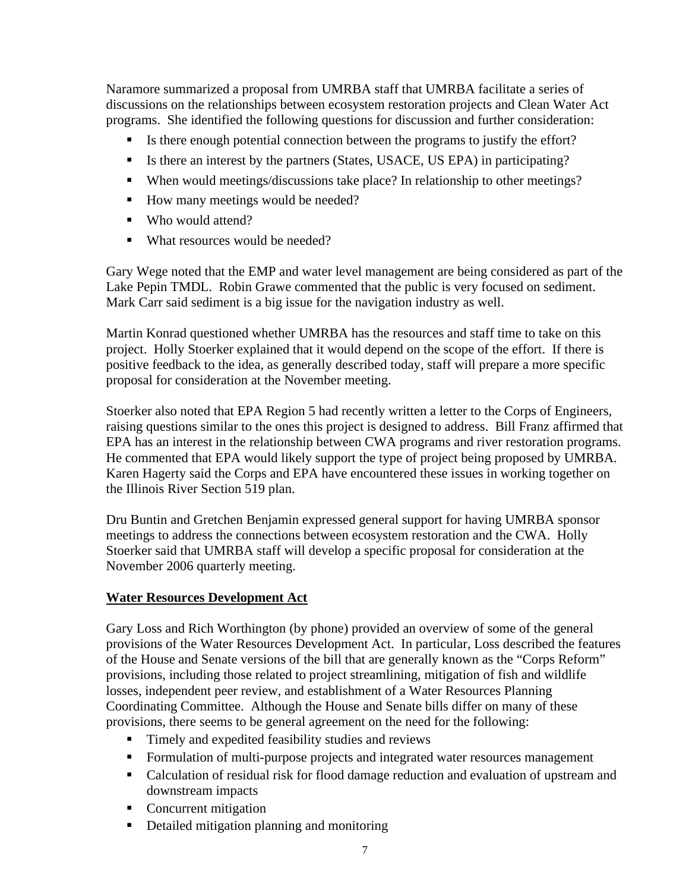Naramore summarized a proposal from UMRBA staff that UMRBA facilitate a series of discussions on the relationships between ecosystem restoration projects and Clean Water Act programs. She identified the following questions for discussion and further consideration:

- Is there enough potential connection between the programs to justify the effort?
- Is there an interest by the partners (States, USACE, US EPA) in participating?
- When would meetings/discussions take place? In relationship to other meetings?
- How many meetings would be needed?
- Who would attend?
- What resources would be needed?

Gary Wege noted that the EMP and water level management are being considered as part of the Lake Pepin TMDL. Robin Grawe commented that the public is very focused on sediment. Mark Carr said sediment is a big issue for the navigation industry as well.

Martin Konrad questioned whether UMRBA has the resources and staff time to take on this project. Holly Stoerker explained that it would depend on the scope of the effort. If there is positive feedback to the idea, as generally described today, staff will prepare a more specific proposal for consideration at the November meeting.

Stoerker also noted that EPA Region 5 had recently written a letter to the Corps of Engineers, raising questions similar to the ones this project is designed to address. Bill Franz affirmed that EPA has an interest in the relationship between CWA programs and river restoration programs. He commented that EPA would likely support the type of project being proposed by UMRBA. Karen Hagerty said the Corps and EPA have encountered these issues in working together on the Illinois River Section 519 plan.

Dru Buntin and Gretchen Benjamin expressed general support for having UMRBA sponsor meetings to address the connections between ecosystem restoration and the CWA. Holly Stoerker said that UMRBA staff will develop a specific proposal for consideration at the November 2006 quarterly meeting.

## Water Resources Development Act

Gary Loss and Rich Worthington (by phone) provided an overview of some of the general provisions of the Water Resources Development Act. In particular, Loss described the features of the House and Senate versions of the bill that are generally known as the "Corps Reform" provisions, including those related to project streamlining, mitigation of fish and wildlife losses, independent peer review, and establishment of a Water Resources Planning Coordinating Committee. Although the House and Senate bills differ on many of these provisions, there seems to be general agreement on the need for the following:

- Timely and expedited feasibility studies and reviews
- Formulation of multi-purpose projects and integrated water resources management
- Calculation of residual risk for flood damage reduction and evaluation of upstream and downstream impacts
- Concurrent mitigation
- Detailed mitigation planning and monitoring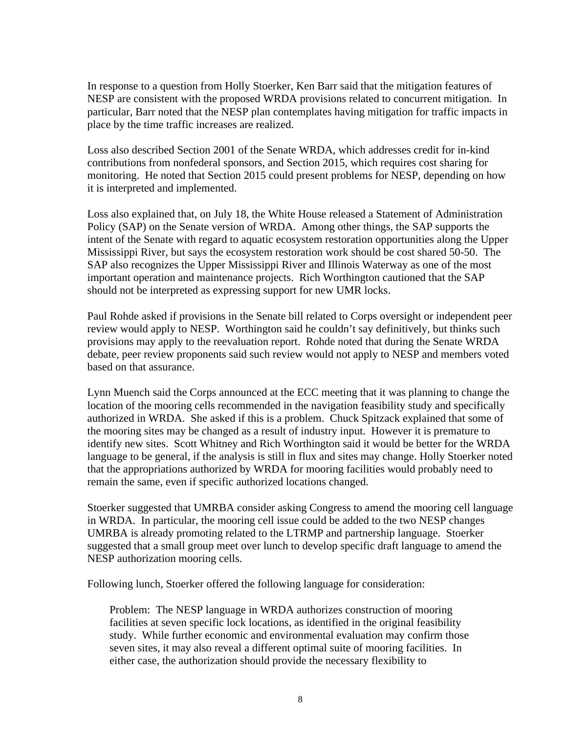In response to a question from Holly Stoerker, Ken Barr said that the mitigation features of NESP are consistent with the proposed WRDA provisions related to concurrent mitigation. In particular, Barr noted that the NESP plan contemplates having mitigation for traffic impacts in place by the time traffic increases are realized.

Loss also described Section 2001 of the Senate WRDA, which addresses credit for in-kind contributions from nonfederal sponsors, and Section 2015, which requires cost sharing for monitoring. He noted that Section 2015 could present problems for NESP, depending on how it is interpreted and implemented.

Loss also explained that, on July 18, the White House released a Statement of Administration Policy (SAP) on the Senate version of WRDA. Among other things, the SAP supports the intent of the Senate with regard to aquatic ecosystem restoration opportunities along the Upper Mississippi River, but says the ecosystem restoration work should be cost shared 50-50. The SAP also recognizes the Upper Mississippi River and Illinois Waterway as one of the most important operation and maintenance projects. Rich Worthington cautioned that the SAP should not be interpreted as expressing support for new UMR locks.

Paul Rohde asked if provisions in the Senate bill related to Corps oversight or independent peer review would apply to NESP. Worthington said he couldn't say definitively, but thinks such provisions may apply to the reevaluation report. Rohde noted that during the Senate WRDA debate, peer review proponents said such review would not apply to NESP and members voted based on that assurance.

Lynn Muench said the Corps announced at the ECC meeting that it was planning to change the location of the mooring cells recommended in the navigation feasibility study and specifically authorized in WRDA. She asked if this is a problem. Chuck Spitzack explained that some of the mooring sites may be changed as a result of industry input. However it is premature to identify new sites. Scott Whitney and Rich Worthington said it would be better for the WRDA language to be general, if the analysis is still in flux and sites may change. Holly Stoerker noted that the appropriations authorized by WRDA for mooring facilities would probably need to remain the same, even if specific authorized locations changed.

Stoerker suggested that UMRBA consider asking Congress to amend the mooring cell language in WRDA. In particular, the mooring cell issue could be added to the two NESP changes UMRBA is already promoting related to the LTRMP and partnership language. Stoerker suggested that a small group meet over lunch to develop specific draft language to amend the NESP authorization mooring cells.

Following lunch, Stoerker offered the following language for consideration:

> Problem: The NESP language in WRDA authorizes construction of mooring facilities at seven specific lock locations, as identified in the original feasibility study. While further economic and environmental evaluation may confirm those seven sites, it may also reveal a different optimal suite of mooring facilities. In either case, the authorization should provide the necessary flexibility to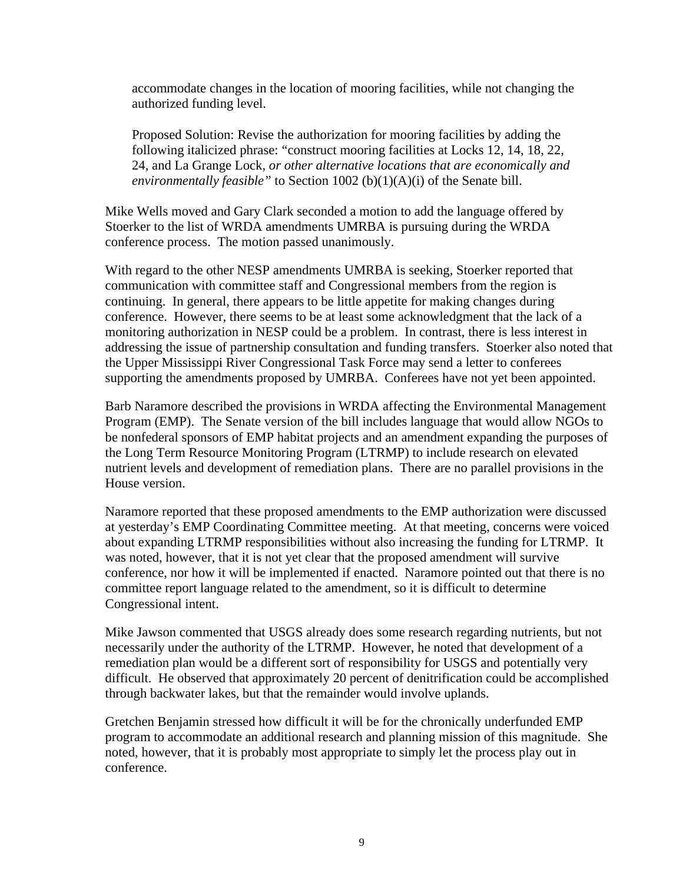accommodate changes in the location of mooring facilities, while not changing the authorized funding level.

Proposed Solution: Revise the authorization for mooring facilities by adding the following italicized phrase: "construct mooring facilities at Locks 12, 14, 18, 22, 24, and La Grange Lock*, or other alternative locations that are economically and environmentally feasible"* to Section 1002 (b)(1)(A)(i) of the Senate bill.

Mike Wells moved and Gary Clark seconded a motion to add the language offered by Stoerker to the list of WRDA amendments UMRBA is pursuing during the WRDA conference process. The motion passed unanimously.

With regard to the other NESP amendments UMRBA is seeking, Stoerker reported that communication with committee staff and Congressional members from the region is continuing. In general, there appears to be little appetite for making changes during conference. However, there seems to be at least some acknowledgment that the lack of a monitoring authorization in NESP could be a problem. In contrast, there is less interest in addressing the issue of partnership consultation and funding transfers. Stoerker also noted that the Upper Mississippi River Congressional Task Force may send a letter to conferees supporting the amendments proposed by UMRBA. Conferees have not yet been appointed.

Barb Naramore described the provisions in WRDA affecting the Environmental Management Program (EMP). The Senate version of the bill includes language that would allow NGOs to be nonfederal sponsors of EMP habitat projects and an amendment expanding the purposes of the Long Term Resource Monitoring Program (LTRMP) to include research on elevated nutrient levels and development of remediation plans. There are no parallel provisions in the House version.

Naramore reported that these proposed amendments to the EMP authorization were discussed at yesterday's EMP Coordinating Committee meeting. At that meeting, concerns were voiced about expanding LTRMP responsibilities without also increasing the funding for LTRMP. It was noted, however, that it is not yet clear that the proposed amendment will survive conference, nor how it will be implemented if enacted. Naramore pointed out that there is no committee report language related to the amendment, so it is difficult to determine Congressional intent.

Mike Jawson commented that USGS already does some research regarding nutrients, but not necessarily under the authority of the LTRMP. However, he noted that development of a remediation plan would be a different sort of responsibility for USGS and potentially very difficult. He observed that approximately 20 percent of denitrification could be accomplished through backwater lakes, but that the remainder would involve uplands.

Gretchen Benjamin stressed how difficult it will be for the chronically underfunded EMP program to accommodate an additional research and planning mission of this magnitude. She noted, however, that it is probably most appropriate to simply let the process play out in conference.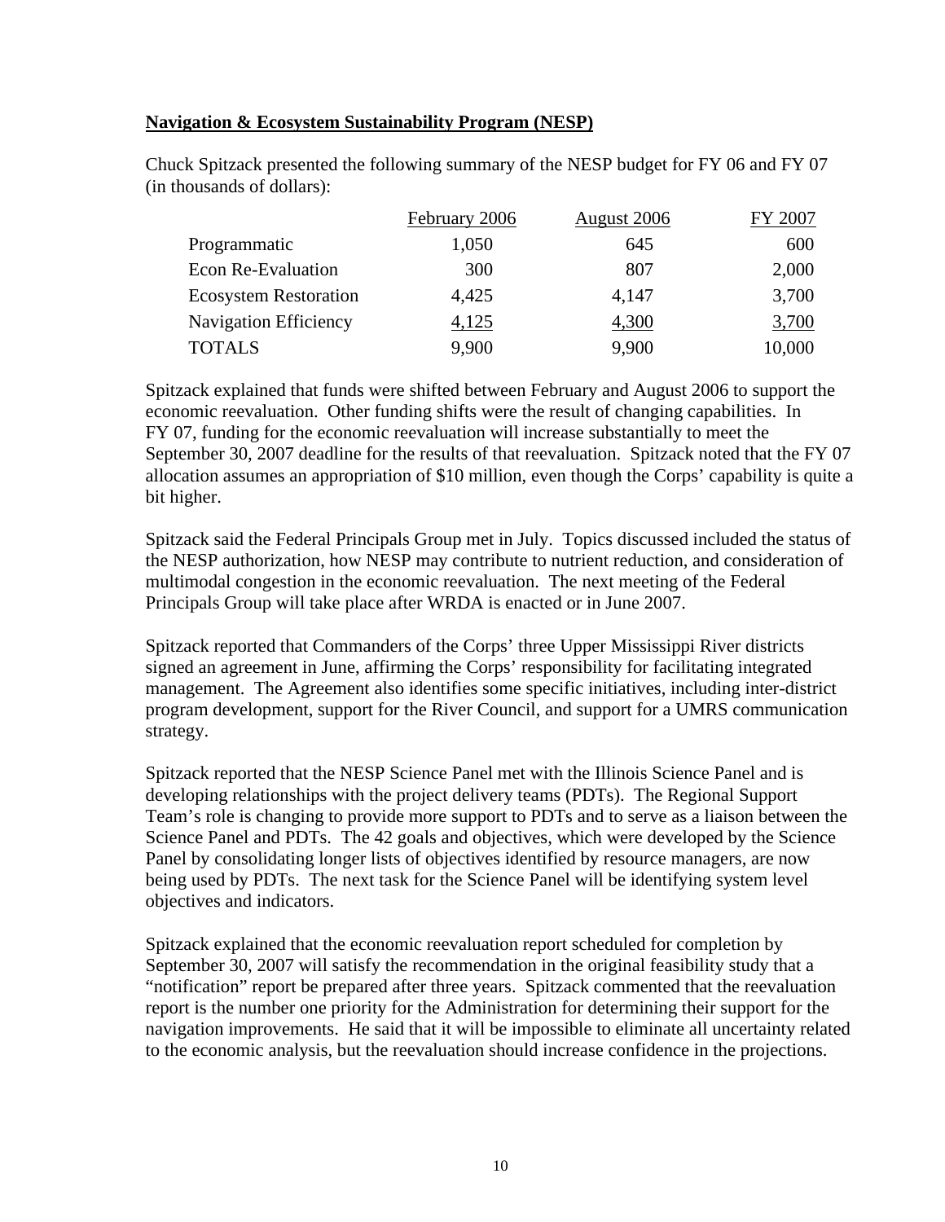**Navigation & Ecosystem Sustainability Program (NESP)**

Chuck Spitzack presented the following summary of the NESP budget for FY 06 and FY 07 (in thousands of dollars):

| | February 2006 | August 2006 | FY 2007 |
|---|---|---|---|
| Programmatic | 1,050 | 645 | 600 |
| Econ Re-Evaluation | 300 | 807 | 2,000 |
| Ecosystem Restoration | 4,425 | 4,147 | 3,700 |
| Navigation Efficiency | 4,125 | 4,300 | 3,700 |
| TOTALS | 9,900 | 9,900 | 10,000 |

Spitzack explained that funds were shifted between February and August 2006 to support the economic reevaluation. Other funding shifts were the result of changing capabilities. In FY 07, funding for the economic reevaluation will increase substantially to meet the September 30, 2007 deadline for the results of that reevaluation. Spitzack noted that the FY 07 allocation assumes an appropriation of $10 million, even though the Corps' capability is quite a bit higher.

Spitzack said the Federal Principals Group met in July. Topics discussed included the status of the NESP authorization, how NESP may contribute to nutrient reduction, and consideration of multimodal congestion in the economic reevaluation. The next meeting of the Federal Principals Group will take place after WRDA is enacted or in June 2007.

Spitzack reported that Commanders of the Corps' three Upper Mississippi River districts signed an agreement in June, affirming the Corps' responsibility for facilitating integrated management. The Agreement also identifies some specific initiatives, including inter-district program development, support for the River Council, and support for a UMRS communication strategy.

Spitzack reported that the NESP Science Panel met with the Illinois Science Panel and is developing relationships with the project delivery teams (PDTs). The Regional Support Team's role is changing to provide more support to PDTs and to serve as a liaison between the Science Panel and PDTs. The 42 goals and objectives, which were developed by the Science Panel by consolidating longer lists of objectives identified by resource managers, are now being used by PDTs. The next task for the Science Panel will be identifying system level objectives and indicators.

Spitzack explained that the economic reevaluation report scheduled for completion by September 30, 2007 will satisfy the recommendation in the original feasibility study that a "notification" report be prepared after three years. Spitzack commented that the reevaluation report is the number one priority for the Administration for determining their support for the navigation improvements. He said that it will be impossible to eliminate all uncertainty related to the economic analysis, but the reevaluation should increase confidence in the projections.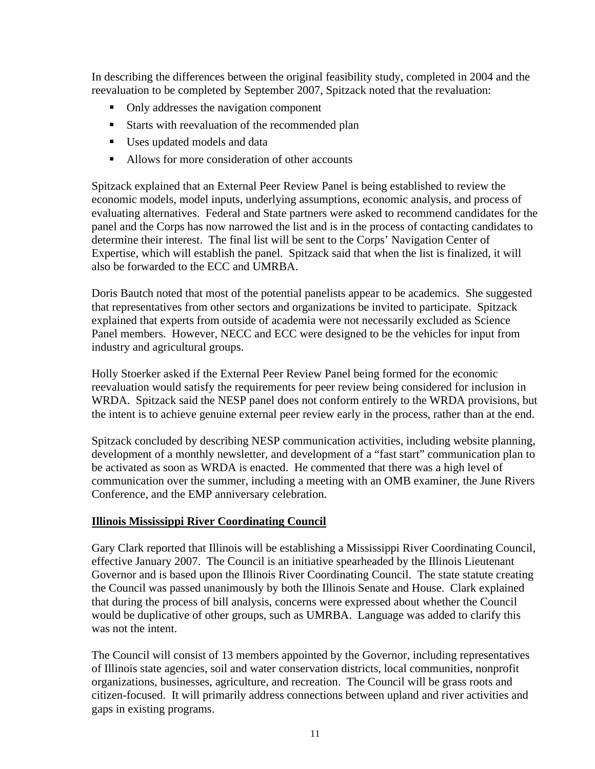In describing the differences between the original feasibility study, completed in 2004 and the reevaluation to be completed by September 2007, Spitzack noted that the revaluation:

- Only addresses the navigation component
- Starts with reevaluation of the recommended plan
- Uses updated models and data
- Allows for more consideration of other accounts

Spitzack explained that an External Peer Review Panel is being established to review the economic models, model inputs, underlying assumptions, economic analysis, and process of evaluating alternatives. Federal and State partners were asked to recommend candidates for the panel and the Corps has now narrowed the list and is in the process of contacting candidates to determine their interest. The final list will be sent to the Corps' Navigation Center of Expertise, which will establish the panel. Spitzack said that when the list is finalized, it will also be forwarded to the ECC and UMRBA.

Doris Bautch noted that most of the potential panelists appear to be academics. She suggested that representatives from other sectors and organizations be invited to participate. Spitzack explained that experts from outside of academia were not necessarily excluded as Science Panel members. However, NECC and ECC were designed to be the vehicles for input from industry and agricultural groups.

Holly Stoerker asked if the External Peer Review Panel being formed for the economic reevaluation would satisfy the requirements for peer review being considered for inclusion in WRDA. Spitzack said the NESP panel does not conform entirely to the WRDA provisions, but the intent is to achieve genuine external peer review early in the process, rather than at the end.

Spitzack concluded by describing NESP communication activities, including website planning, development of a monthly newsletter, and development of a "fast start" communication plan to be activated as soon as WRDA is enacted. He commented that there was a high level of communication over the summer, including a meeting with an OMB examiner, the June Rivers Conference, and the EMP anniversary celebration.

## Illinois Mississippi River Coordinating Council

Gary Clark reported that Illinois will be establishing a Mississippi River Coordinating Council, effective January 2007. The Council is an initiative spearheaded by the Illinois Lieutenant Governor and is based upon the Illinois River Coordinating Council. The state statute creating the Council was passed unanimously by both the Illinois Senate and House. Clark explained that during the process of bill analysis, concerns were expressed about whether the Council would be duplicative of other groups, such as UMRBA. Language was added to clarify this was not the intent.

The Council will consist of 13 members appointed by the Governor, including representatives of Illinois state agencies, soil and water conservation districts, local communities, nonprofit organizations, businesses, agriculture, and recreation. The Council will be grass roots and citizen-focused. It will primarily address connections between upland and river activities and gaps in existing programs.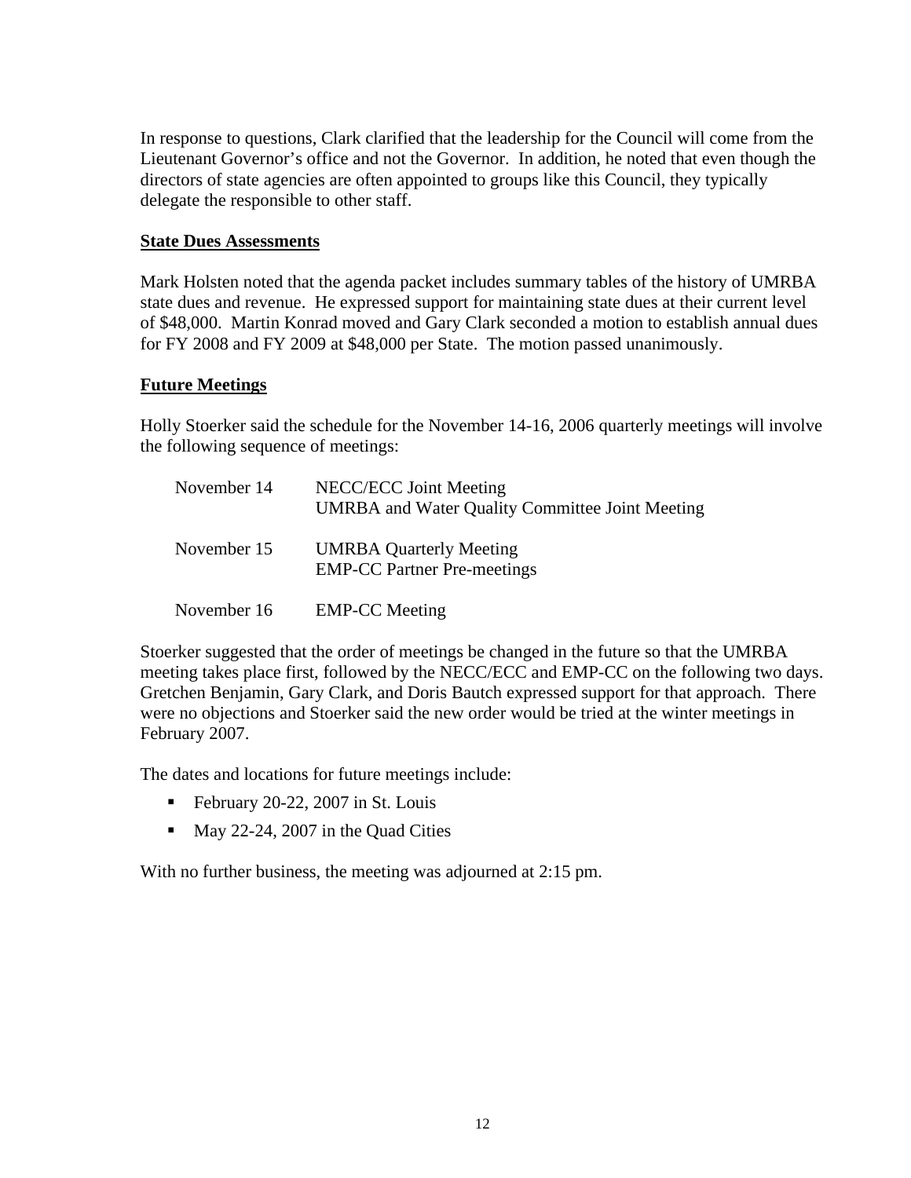In response to questions, Clark clarified that the leadership for the Council will come from the Lieutenant Governor's office and not the Governor. In addition, he noted that even though the directors of state agencies are often appointed to groups like this Council, they typically delegate the responsible to other staff.

**State Dues Assessments**

Mark Holsten noted that the agenda packet includes summary tables of the history of UMRBA state dues and revenue. He expressed support for maintaining state dues at their current level of $48,000. Martin Konrad moved and Gary Clark seconded a motion to establish annual dues for FY 2008 and FY 2009 at $48,000 per State. The motion passed unanimously.

**Future Meetings**

Holly Stoerker said the schedule for the November 14-16, 2006 quarterly meetings will involve the following sequence of meetings:

| | |
|---|---|
| November 14 | NECC/ECC Joint Meeting<br>UMRBA and Water Quality Committee Joint Meeting |
| November 15 | UMRBA Quarterly Meeting<br>EMP-CC Partner Pre-meetings |
| November 16 | EMP-CC Meeting |

Stoerker suggested that the order of meetings be changed in the future so that the UMRBA meeting takes place first, followed by the NECC/ECC and EMP-CC on the following two days. Gretchen Benjamin, Gary Clark, and Doris Bautch expressed support for that approach. There were no objections and Stoerker said the new order would be tried at the winter meetings in February 2007.

The dates and locations for future meetings include:

- February 20-22, 2007 in St. Louis
- May 22-24, 2007 in the Quad Cities

With no further business, the meeting was adjourned at 2:15 pm.